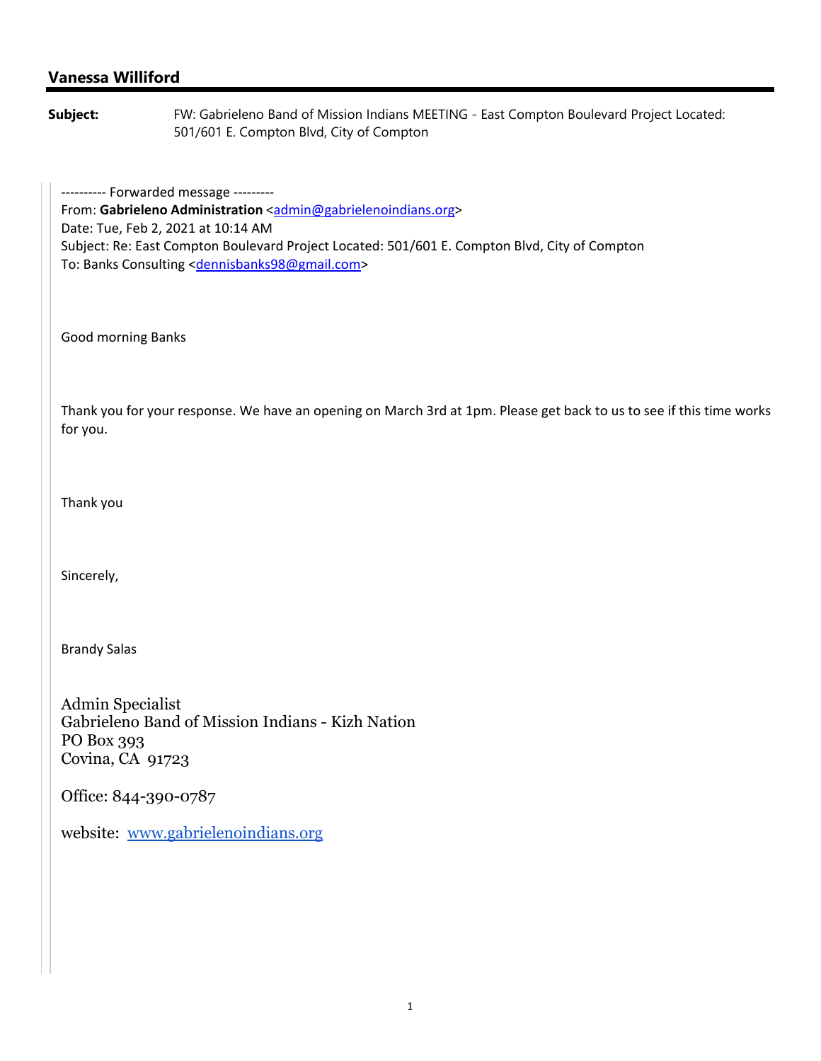## Vanessa Williford

**Subject:** FW: Gabrieleno Band of Mission Indians MEETING - East Compton Boulevard Project Located: 501/601 E. Compton Blvd, City of Compton

---------- Forwarded message ---------
From: **Gabrieleno Administration** <admin@gabrielenoindians.org>
Date: Tue, Feb 2, 2021 at 10:14 AM
Subject: Re: East Compton Boulevard Project Located: 501/601 E. Compton Blvd, City of Compton
To: Banks Consulting <dennisbanks98@gmail.com>

Good morning Banks

Thank you for your response. We have an opening on March 3rd at 1pm. Please get back to us to see if this time works for you.

Thank you

Sincerely,

Brandy Salas

Admin Specialist
Gabrieleno Band of Mission Indians - Kizh Nation
PO Box 393
Covina, CA 91723

Office: 844-390-0787

website: www.gabrielenoindians.org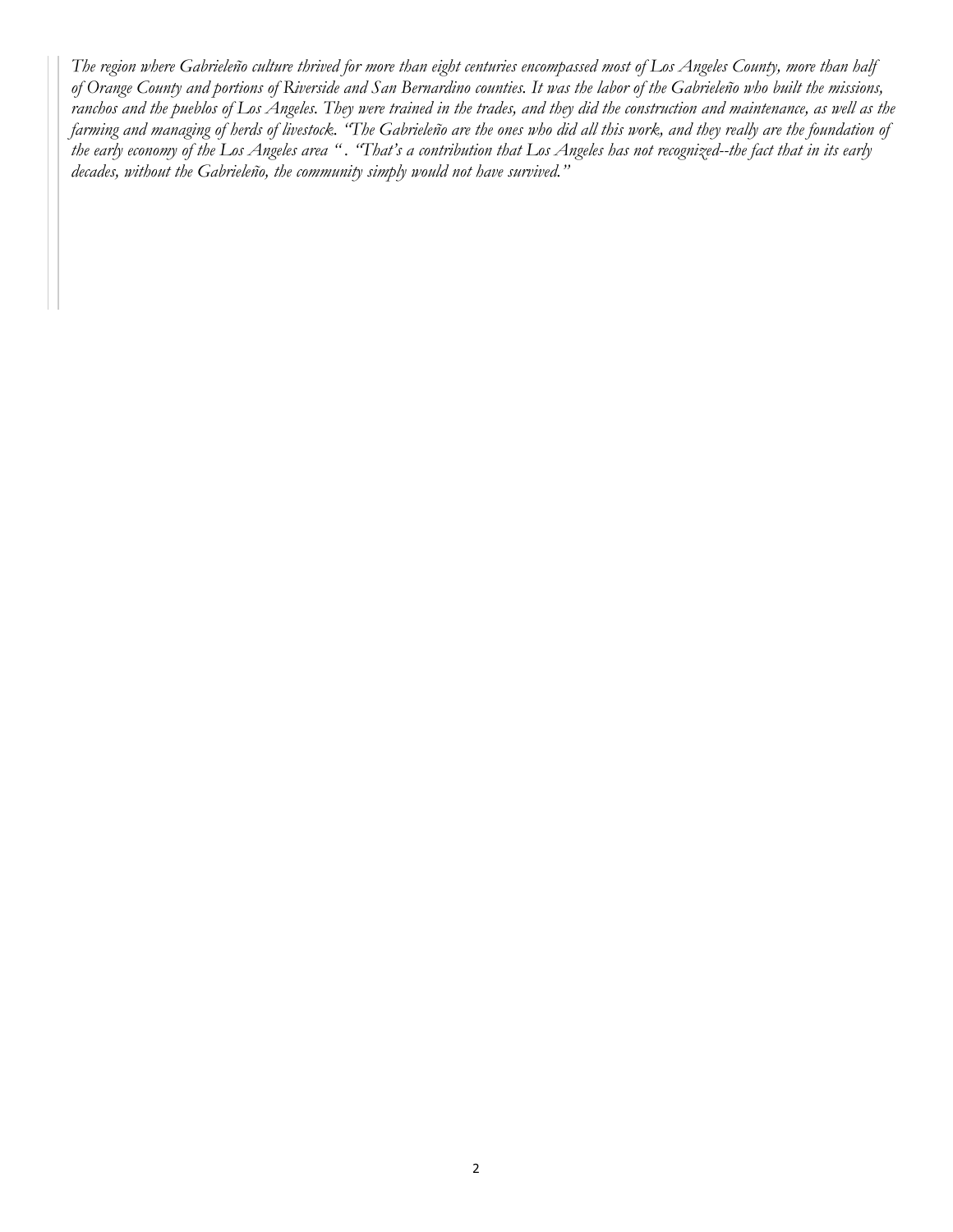> *The region where Gabrieleño culture thrived for more than eight centuries encompassed most of Los Angeles County, more than half of Orange County and portions of Riverside and San Bernardino counties. It was the labor of the Gabrieleño who built the missions, ranchos and the pueblos of Los Angeles. They were trained in the trades, and they did the construction and maintenance, as well as the farming and managing of herds of livestock. "The Gabrieleño are the ones who did all this work, and they really are the foundation of the early economy of the Los Angeles area " . "That's a contribution that Los Angeles has not recognized--the fact that in its early decades, without the Gabrieleño, the community simply would not have survived."*